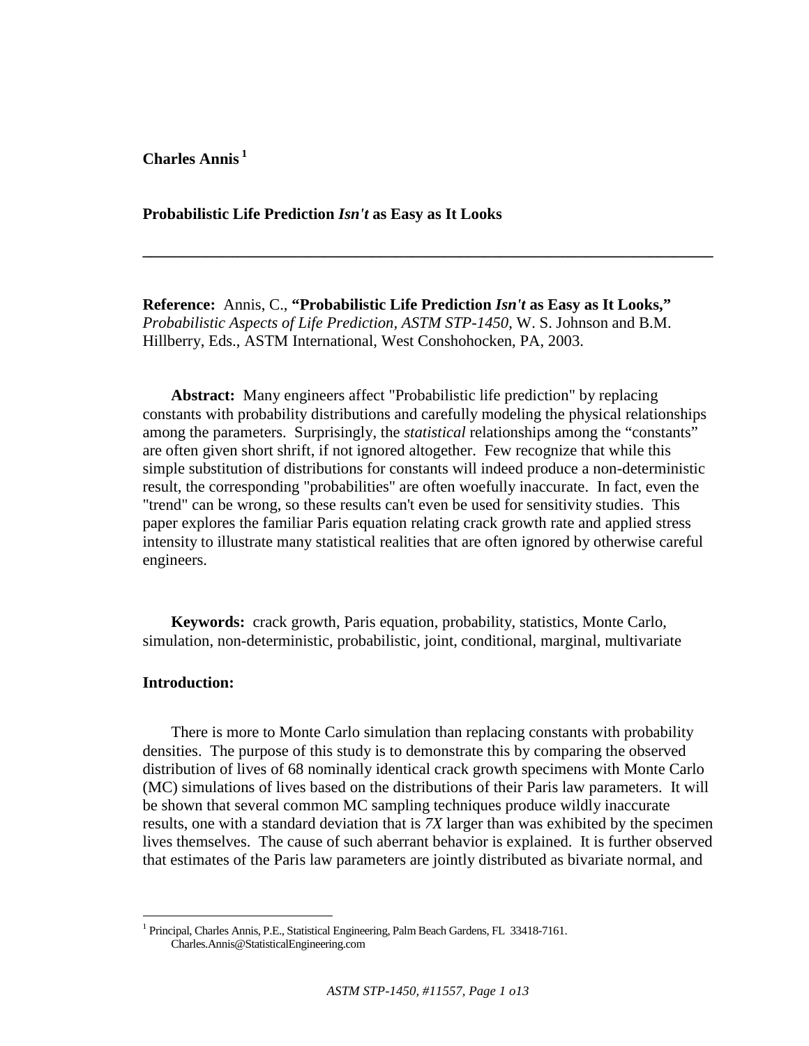**Charles Annis** [1]

# Probabilistic Life Prediction *Isn't* as Easy as It Looks

---

**Reference:** Annis, C., **"Probabilistic Life Prediction *Isn't* as Easy as It Looks,"** *Probabilistic Aspects of Life Prediction, ASTM STP-1450*, W. S. Johnson and B.M. Hillberry, Eds., ASTM International, West Conshohocken, PA, 2003.

**Abstract:** Many engineers affect "Probabilistic life prediction" by replacing constants with probability distributions and carefully modeling the physical relationships among the parameters. Surprisingly, the *statistical* relationships among the "constants" are often given short shrift, if not ignored altogether. Few recognize that while this simple substitution of distributions for constants will indeed produce a non-deterministic result, the corresponding "probabilities" are often woefully inaccurate. In fact, even the "trend" can be wrong, so these results can't even be used for sensitivity studies. This paper explores the familiar Paris equation relating crack growth rate and applied stress intensity to illustrate many statistical realities that are often ignored by otherwise careful engineers.

**Keywords:** crack growth, Paris equation, probability, statistics, Monte Carlo, simulation, non-deterministic, probabilistic, joint, conditional, marginal, multivariate

## Introduction:

There is more to Monte Carlo simulation than replacing constants with probability densities. The purpose of this study is to demonstrate this by comparing the observed distribution of lives of 68 nominally identical crack growth specimens with Monte Carlo (MC) simulations of lives based on the distributions of their Paris law parameters. It will be shown that several common MC sampling techniques produce wildly inaccurate results, one with a standard deviation that is *7X* larger than was exhibited by the specimen lives themselves. The cause of such aberrant behavior is explained. It is further observed that estimates of the Paris law parameters are jointly distributed as bivariate normal, and

[1] Principal, Charles Annis, P.E., Statistical Engineering, Palm Beach Gardens, FL 33418-7161. Charles.Annis@StatisticalEngineering.com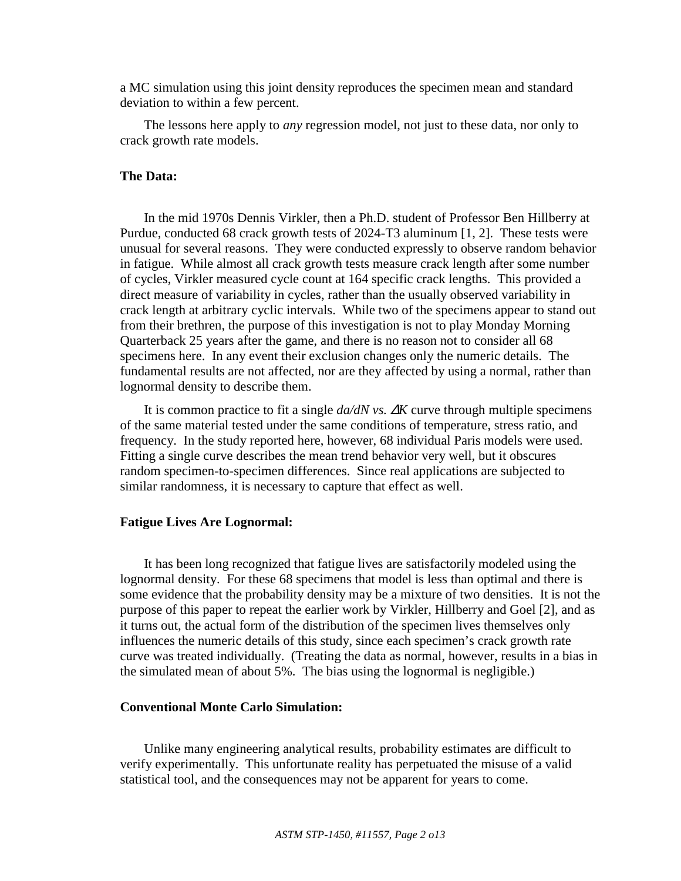a MC simulation using this joint density reproduces the specimen mean and standard deviation to within a few percent.

The lessons here apply to *any* regression model, not just to these data, nor only to crack growth rate models.

**The Data:**

In the mid 1970s Dennis Virkler, then a Ph.D. student of Professor Ben Hillberry at Purdue, conducted 68 crack growth tests of 2024-T3 aluminum [1, 2]. These tests were unusual for several reasons. They were conducted expressly to observe random behavior in fatigue. While almost all crack growth tests measure crack length after some number of cycles, Virkler measured cycle count at 164 specific crack lengths. This provided a direct measure of variability in cycles, rather than the usually observed variability in crack length at arbitrary cyclic intervals. While two of the specimens appear to stand out from their brethren, the purpose of this investigation is not to play Monday Morning Quarterback 25 years after the game, and there is no reason not to consider all 68 specimens here. In any event their exclusion changes only the numeric details. The fundamental results are not affected, nor are they affected by using a normal, rather than lognormal density to describe them.

It is common practice to fit a single $da/dN$ *vs.* $\Delta K$ curve through multiple specimens of the same material tested under the same conditions of temperature, stress ratio, and frequency. In the study reported here, however, 68 individual Paris models were used. Fitting a single curve describes the mean trend behavior very well, but it obscures random specimen-to-specimen differences. Since real applications are subjected to similar randomness, it is necessary to capture that effect as well.

**Fatigue Lives Are Lognormal:**

It has been long recognized that fatigue lives are satisfactorily modeled using the lognormal density. For these 68 specimens that model is less than optimal and there is some evidence that the probability density may be a mixture of two densities. It is not the purpose of this paper to repeat the earlier work by Virkler, Hillberry and Goel [2], and as it turns out, the actual form of the distribution of the specimen lives themselves only influences the numeric details of this study, since each specimen's crack growth rate curve was treated individually. (Treating the data as normal, however, results in a bias in the simulated mean of about 5%. The bias using the lognormal is negligible.)

**Conventional Monte Carlo Simulation:**

Unlike many engineering analytical results, probability estimates are difficult to verify experimentally. This unfortunate reality has perpetuated the misuse of a valid statistical tool, and the consequences may not be apparent for years to come.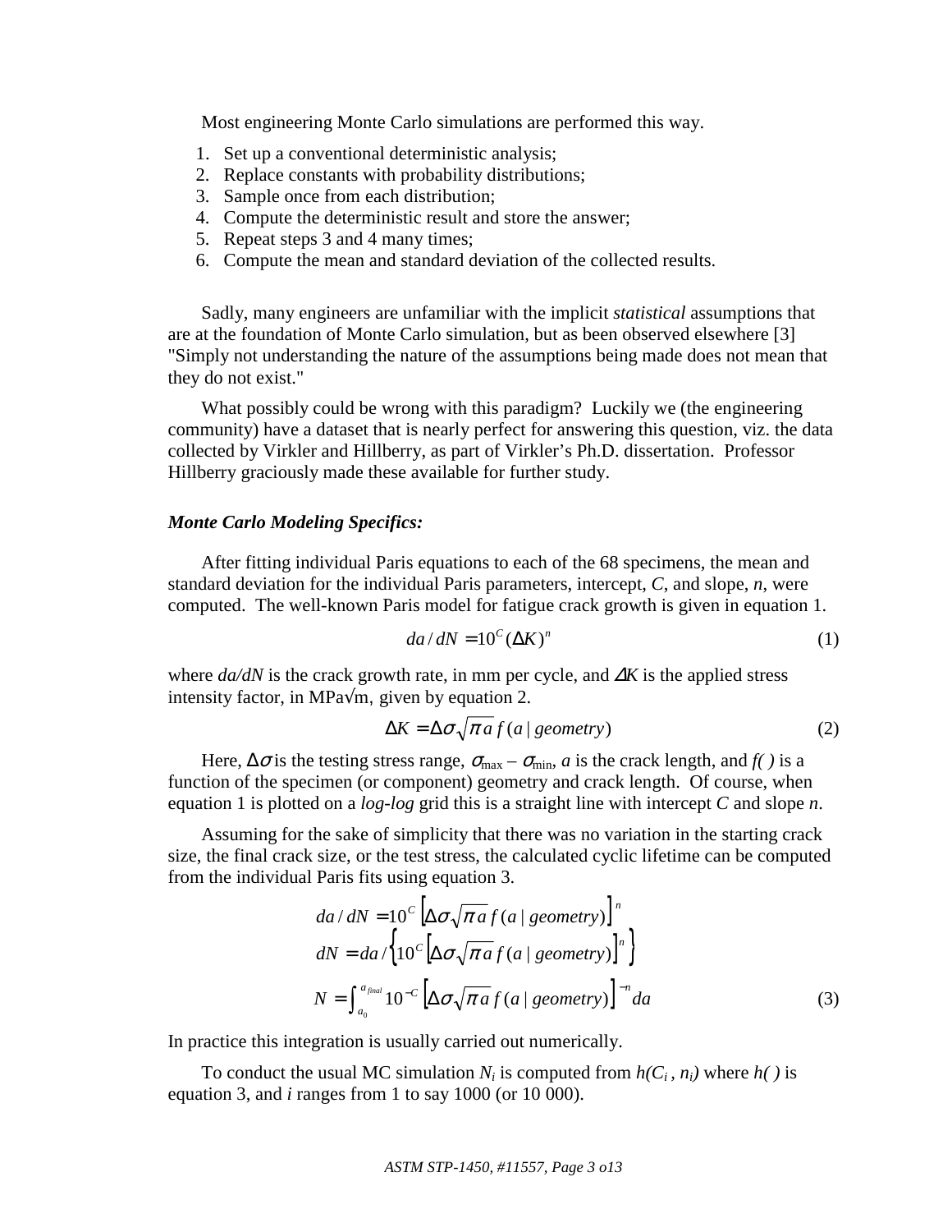Most engineering Monte Carlo simulations are performed this way.

1. Set up a conventional deterministic analysis;
2. Replace constants with probability distributions;
3. Sample once from each distribution;
4. Compute the deterministic result and store the answer;
5. Repeat steps 3 and 4 many times;
6. Compute the mean and standard deviation of the collected results.

Sadly, many engineers are unfamiliar with the implicit *statistical* assumptions that are at the foundation of Monte Carlo simulation, but as been observed elsewhere [3] "Simply not understanding the nature of the assumptions being made does not mean that they do not exist."

What possibly could be wrong with this paradigm? Luckily we (the engineering community) have a dataset that is nearly perfect for answering this question, viz. the data collected by Virkler and Hillberry, as part of Virkler's Ph.D. dissertation. Professor Hillberry graciously made these available for further study.

### *Monte Carlo Modeling Specifics:*

After fitting individual Paris equations to each of the 68 specimens, the mean and standard deviation for the individual Paris parameters, intercept, $C$, and slope, $n$, were computed. The well-known Paris model for fatigue crack growth is given in equation 1.

$$da/dN = 10^{C}(\Delta K)^{n} \tag{1}$$

where $da/dN$ is the crack growth rate, in mm per cycle, and $\Delta K$ is the applied stress intensity factor, in MPa√m, given by equation 2.

$$\Delta K = \Delta\sigma\sqrt{\pi a}\, f(a\,|\,geometry) \tag{2}$$

Here, $\Delta\sigma$ is the testing stress range, $\sigma_{\max} - \sigma_{\min}$, $a$ is the crack length, and $f(\ )$ is a function of the specimen (or component) geometry and crack length. Of course, when equation 1 is plotted on a *log-log* grid this is a straight line with intercept $C$ and slope $n$.

Assuming for the sake of simplicity that there was no variation in the starting crack size, the final crack size, or the test stress, the calculated cyclic lifetime can be computed from the individual Paris fits using equation 3.

$$\begin{aligned} da/dN &= 10^{C}\left[\Delta\sigma\sqrt{\pi a}\, f(a\,|\,geometry)\right]^{n} \\ dN &= da \Big/ \left\{10^{C}\left[\Delta\sigma\sqrt{\pi a}\, f(a\,|\,geometry)\right]^{n}\right\} \\ N &= \int_{a_0}^{a_{final}} 10^{-C}\left[\Delta\sigma\sqrt{\pi a}\, f(a\,|\,geometry)\right]^{-n} da \end{aligned} \tag{3}$$

In practice this integration is usually carried out numerically.

To conduct the usual MC simulation $N_i$ is computed from $h(C_i\,, n_i)$ where $h(\ )$ is equation 3, and $i$ ranges from 1 to say 1000 (or 10 000).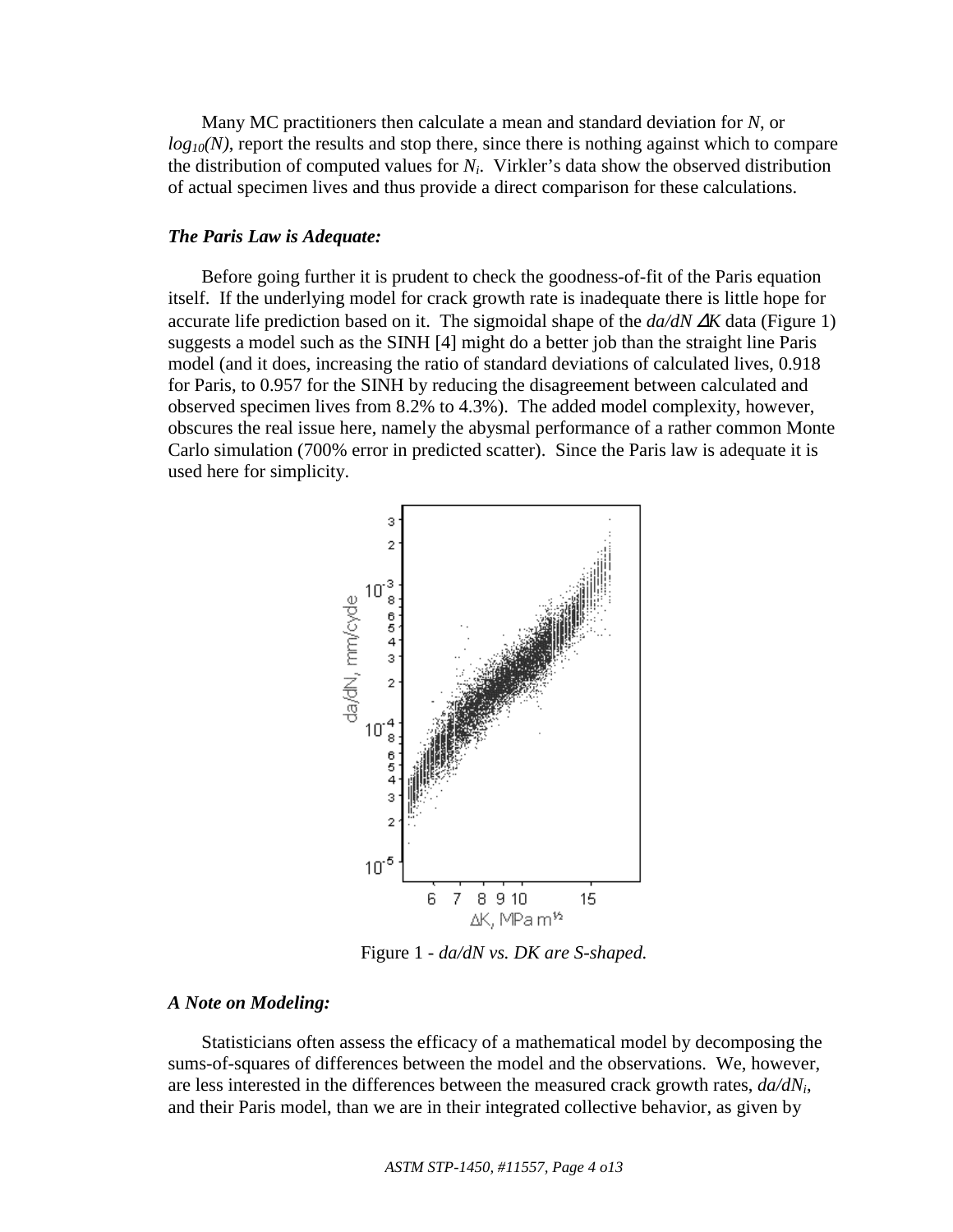Many MC practitioners then calculate a mean and standard deviation for $N$, or $log_{10}(N)$, report the results and stop there, since there is nothing against which to compare the distribution of computed values for $N_i$. Virkler's data show the observed distribution of actual specimen lives and thus provide a direct comparison for these calculations.

### *The Paris Law is Adequate:*

Before going further it is prudent to check the goodness-of-fit of the Paris equation itself. If the underlying model for crack growth rate is inadequate there is little hope for accurate life prediction based on it. The sigmoidal shape of the *da/dN* $\Delta K$ data (Figure 1) suggests a model such as the SINH [4] might do a better job than the straight line Paris model (and it does, increasing the ratio of standard deviations of calculated lives, 0.918 for Paris, to 0.957 for the SINH by reducing the disagreement between calculated and observed specimen lives from 8.2% to 4.3%). The added model complexity, however, obscures the real issue here, namely the abysmal performance of a rather common Monte Carlo simulation (700% error in predicted scatter). Since the Paris law is adequate it is used here for simplicity.

Figure 1 - *da/dN vs. DK are S-shaped.*

### *A Note on Modeling:*

Statisticians often assess the efficacy of a mathematical model by decomposing the sums-of-squares of differences between the model and the observations. We, however, are less interested in the differences between the measured crack growth rates, $da/dN_i$, and their Paris model, than we are in their integrated collective behavior, as given by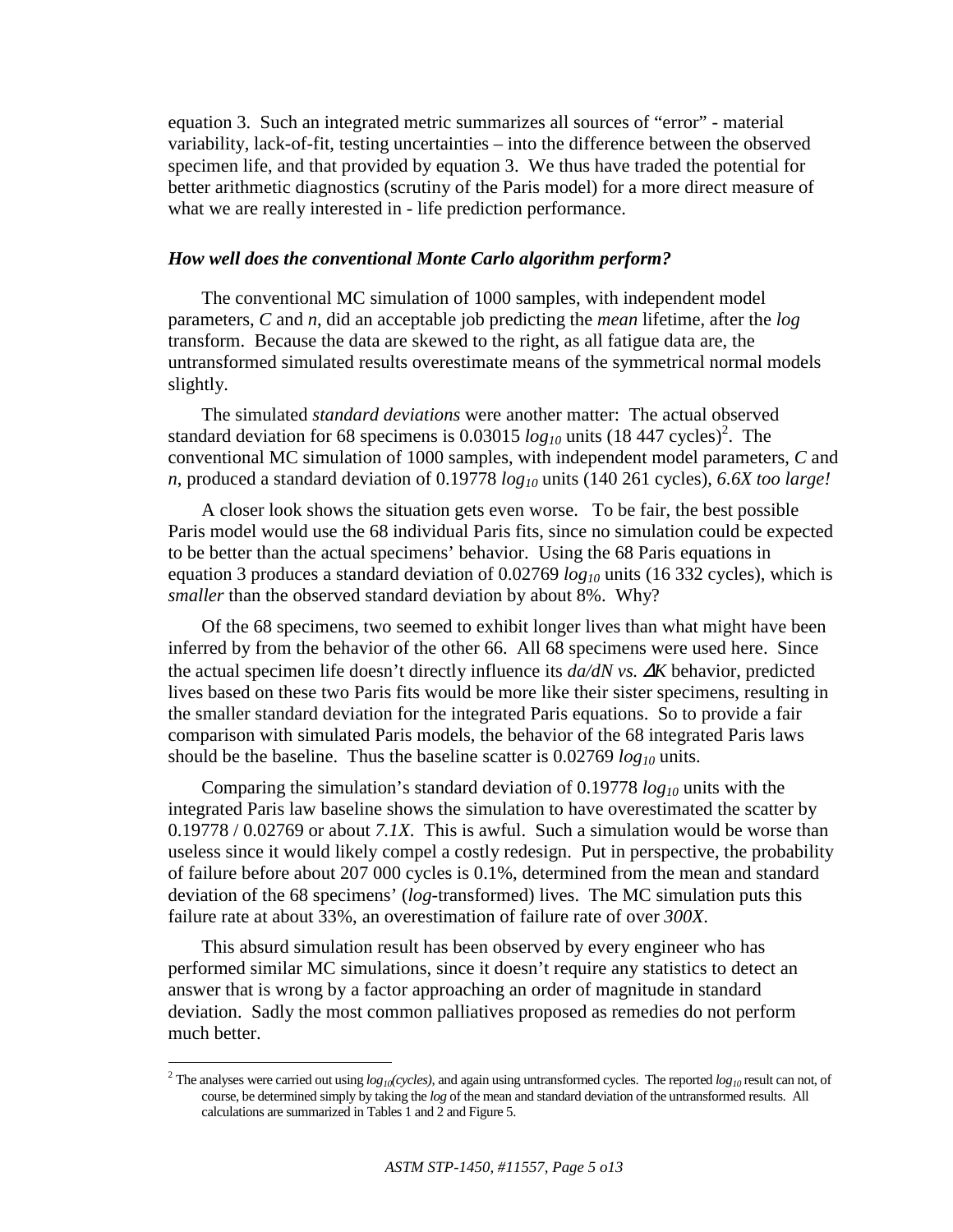equation 3. Such an integrated metric summarizes all sources of "error" - material variability, lack-of-fit, testing uncertainties – into the difference between the observed specimen life, and that provided by equation 3. We thus have traded the potential for better arithmetic diagnostics (scrutiny of the Paris model) for a more direct measure of what we are really interested in - life prediction performance.

### *How well does the conventional Monte Carlo algorithm perform?*

The conventional MC simulation of 1000 samples, with independent model parameters, $C$ and $n$, did an acceptable job predicting the *mean* lifetime, after the *log* transform. Because the data are skewed to the right, as all fatigue data are, the untransformed simulated results overestimate means of the symmetrical normal models slightly.

The simulated *standard deviations* were another matter: The actual observed standard deviation for 68 specimens is 0.03015 $log_{10}$ units (18 447 cycles)[2]. The conventional MC simulation of 1000 samples, with independent model parameters, $C$ and $n$, produced a standard deviation of 0.19778 $log_{10}$ units (140 261 cycles), *6.6X too large!*

A closer look shows the situation gets even worse. To be fair, the best possible Paris model would use the 68 individual Paris fits, since no simulation could be expected to be better than the actual specimens' behavior. Using the 68 Paris equations in equation 3 produces a standard deviation of 0.02769 $log_{10}$ units (16 332 cycles), which is *smaller* than the observed standard deviation by about 8%. Why?

Of the 68 specimens, two seemed to exhibit longer lives than what might have been inferred by from the behavior of the other 66. All 68 specimens were used here. Since the actual specimen life doesn't directly influence its $da/dN$ vs. $\Delta K$ behavior, predicted lives based on these two Paris fits would be more like their sister specimens, resulting in the smaller standard deviation for the integrated Paris equations. So to provide a fair comparison with simulated Paris models, the behavior of the 68 integrated Paris laws should be the baseline. Thus the baseline scatter is 0.02769 $log_{10}$ units.

Comparing the simulation's standard deviation of 0.19778 $log_{10}$ units with the integrated Paris law baseline shows the simulation to have overestimated the scatter by 0.19778 / 0.02769 or about *7.1X*. This is awful. Such a simulation would be worse than useless since it would likely compel a costly redesign. Put in perspective, the probability of failure before about 207 000 cycles is 0.1%, determined from the mean and standard deviation of the 68 specimens' (*log*-transformed) lives. The MC simulation puts this failure rate at about 33%, an overestimation of failure rate of over *300X*.

This absurd simulation result has been observed by every engineer who has performed similar MC simulations, since it doesn't require any statistics to detect an answer that is wrong by a factor approaching an order of magnitude in standard deviation. Sadly the most common palliatives proposed as remedies do not perform much better.

---

[2] The analyses were carried out using $log_{10}(cycles)$, and again using untransformed cycles. The reported $log_{10}$ result can not, of course, be determined simply by taking the *log* of the mean and standard deviation of the untransformed results. All calculations are summarized in Tables 1 and 2 and Figure 5.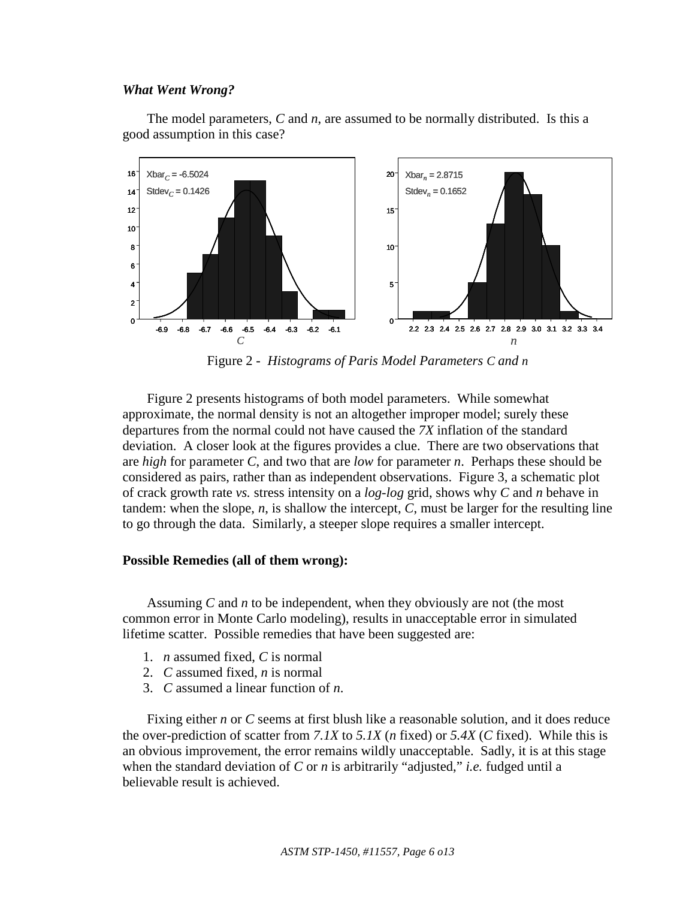***What Went Wrong?***

The model parameters, *C* and *n*, are assumed to be normally distributed. Is this a good assumption in this case?

Figure 2 - *Histograms of Paris Model Parameters C and n*

Figure 2 presents histograms of both model parameters. While somewhat approximate, the normal density is not an altogether improper model; surely these departures from the normal could not have caused the *7X* inflation of the standard deviation. A closer look at the figures provides a clue. There are two observations that are *high* for parameter *C*, and two that are *low* for parameter *n*. Perhaps these should be considered as pairs, rather than as independent observations. Figure 3, a schematic plot of crack growth rate *vs.* stress intensity on a *log-log* grid, shows why *C* and *n* behave in tandem: when the slope, *n*, is shallow the intercept, *C*, must be larger for the resulting line to go through the data. Similarly, a steeper slope requires a smaller intercept.

**Possible Remedies (all of them wrong):**

Assuming *C* and *n* to be independent, when they obviously are not (the most common error in Monte Carlo modeling), results in unacceptable error in simulated lifetime scatter. Possible remedies that have been suggested are:

1. *n* assumed fixed, *C* is normal
2. *C* assumed fixed, *n* is normal
3. *C* assumed a linear function of *n*.

Fixing either *n* or *C* seems at first blush like a reasonable solution, and it does reduce the over-prediction of scatter from *7.1X* to *5.1X* (*n* fixed) or *5.4X* (*C* fixed). While this is an obvious improvement, the error remains wildly unacceptable. Sadly, it is at this stage when the standard deviation of *C* or *n* is arbitrarily "adjusted," *i.e.* fudged until a believable result is achieved.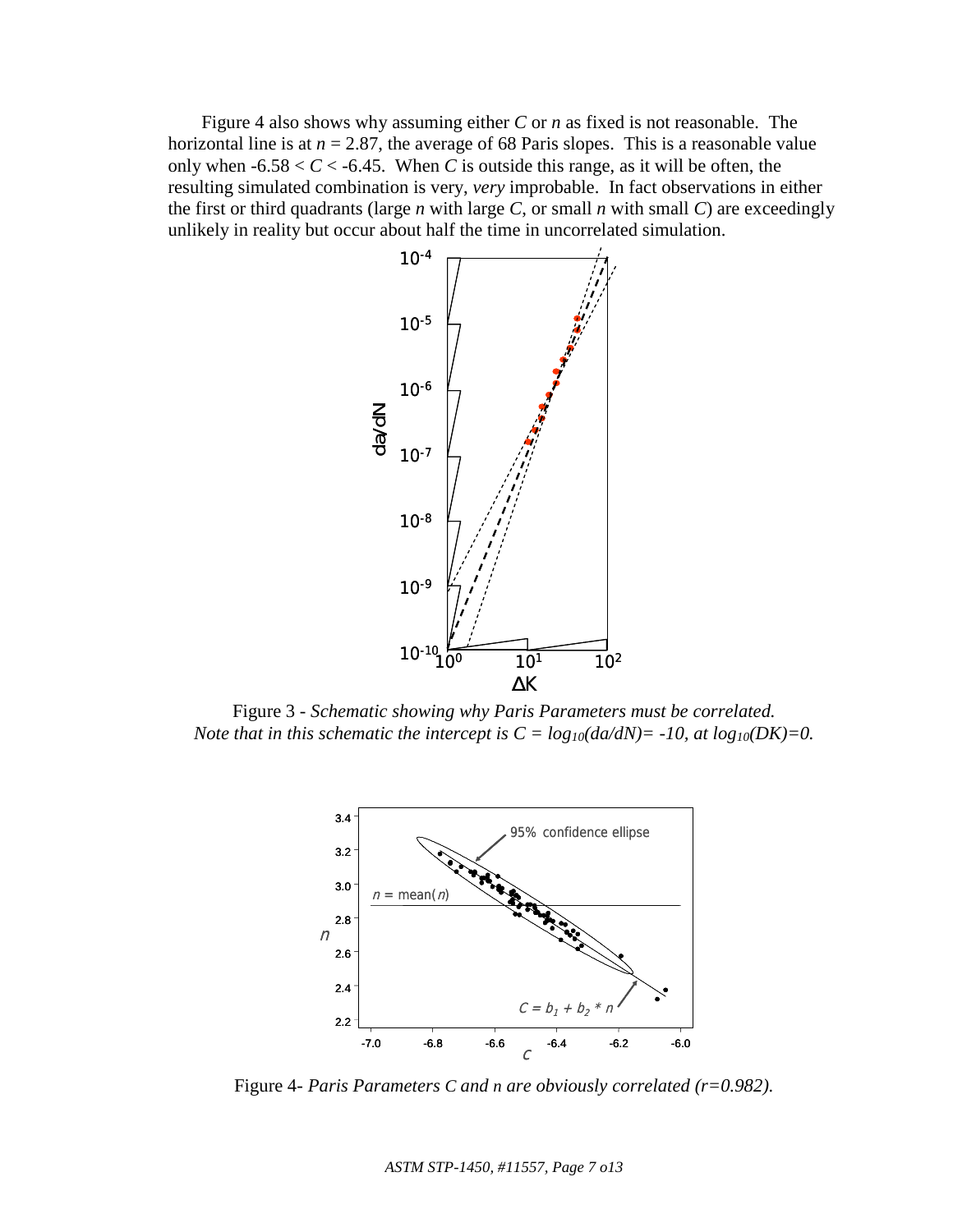Figure 4 also shows why assuming either $C$ or $n$ as fixed is not reasonable. The horizontal line is at $n = 2.87$, the average of 68 Paris slopes. This is a reasonable value only when $-6.58 < C < -6.45$. When $C$ is outside this range, as it will be often, the resulting simulated combination is very, *very* improbable. In fact observations in either the first or third quadrants (large $n$ with large $C$, or small $n$ with small $C$) are exceedingly unlikely in reality but occur about half the time in uncorrelated simulation.

Figure 3 - *Schematic showing why Paris Parameters must be correlated. Note that in this schematic the intercept is $C = log_{10}(da/dN) = -10$, at $log_{10}(DK) = 0$.*

Figure 4- *Paris Parameters C and n are obviously correlated (r=0.982).*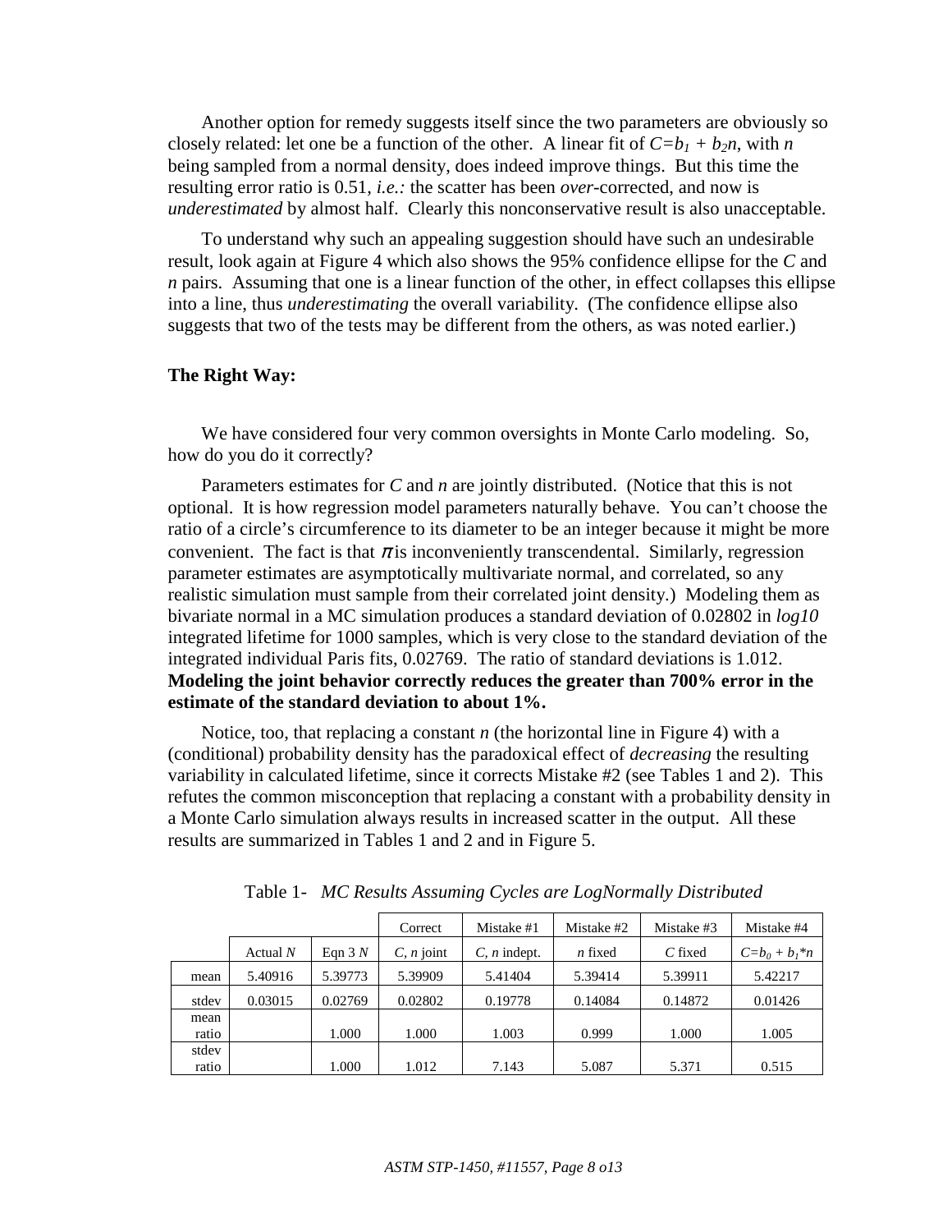Another option for remedy suggests itself since the two parameters are obviously so closely related: let one be a function of the other. A linear fit of $C=b_1 + b_2 n$, with $n$ being sampled from a normal density, does indeed improve things. But this time the resulting error ratio is 0.51, *i.e.:* the scatter has been *over*-corrected, and now is *underestimated* by almost half. Clearly this nonconservative result is also unacceptable.

To understand why such an appealing suggestion should have such an undesirable result, look again at Figure 4 which also shows the 95% confidence ellipse for the $C$ and $n$ pairs. Assuming that one is a linear function of the other, in effect collapses this ellipse into a line, thus *underestimating* the overall variability. (The confidence ellipse also suggests that two of the tests may be different from the others, as was noted earlier.)

**The Right Way:**

We have considered four very common oversights in Monte Carlo modeling. So, how do you do it correctly?

Parameters estimates for $C$ and $n$ are jointly distributed. (Notice that this is not optional. It is how regression model parameters naturally behave. You can't choose the ratio of a circle's circumference to its diameter to be an integer because it might be more convenient. The fact is that $\pi$ is inconveniently transcendental. Similarly, regression parameter estimates are asymptotically multivariate normal, and correlated, so any realistic simulation must sample from their correlated joint density.) Modeling them as bivariate normal in a MC simulation produces a standard deviation of 0.02802 in *log10* integrated lifetime for 1000 samples, which is very close to the standard deviation of the integrated individual Paris fits, 0.02769. The ratio of standard deviations is 1.012. **Modeling the joint behavior correctly reduces the greater than 700% error in the estimate of the standard deviation to about 1%.**

Notice, too, that replacing a constant $n$ (the horizontal line in Figure 4) with a (conditional) probability density has the paradoxical effect of *decreasing* the resulting variability in calculated lifetime, since it corrects Mistake #2 (see Tables 1 and 2). This refutes the common misconception that replacing a constant with a probability density in a Monte Carlo simulation always results in increased scatter in the output. All these results are summarized in Tables 1 and 2 and in Figure 5.

Table 1- *MC Results Assuming Cycles are LogNormally Distributed*

| | | | Correct | Mistake #1 | Mistake #2 | Mistake #3 | Mistake #4 |
|---|---|---|---|---|---|---|---|
| | Actual $N$ | Eqn 3 $N$ | $C$, $n$ joint | $C$, $n$ indept. | $n$ fixed | $C$ fixed | $C=b_0 + b_1 {*} n$ |
| mean | 5.40916 | 5.39773 | 5.39909 | 5.41404 | 5.39414 | 5.39911 | 5.42217 |
| stdev | 0.03015 | 0.02769 | 0.02802 | 0.19778 | 0.14084 | 0.14872 | 0.01426 |
| mean ratio | | 1.000 | 1.000 | 1.003 | 0.999 | 1.000 | 1.005 |
| stdev ratio | | 1.000 | 1.012 | 7.143 | 5.087 | 5.371 | 0.515 |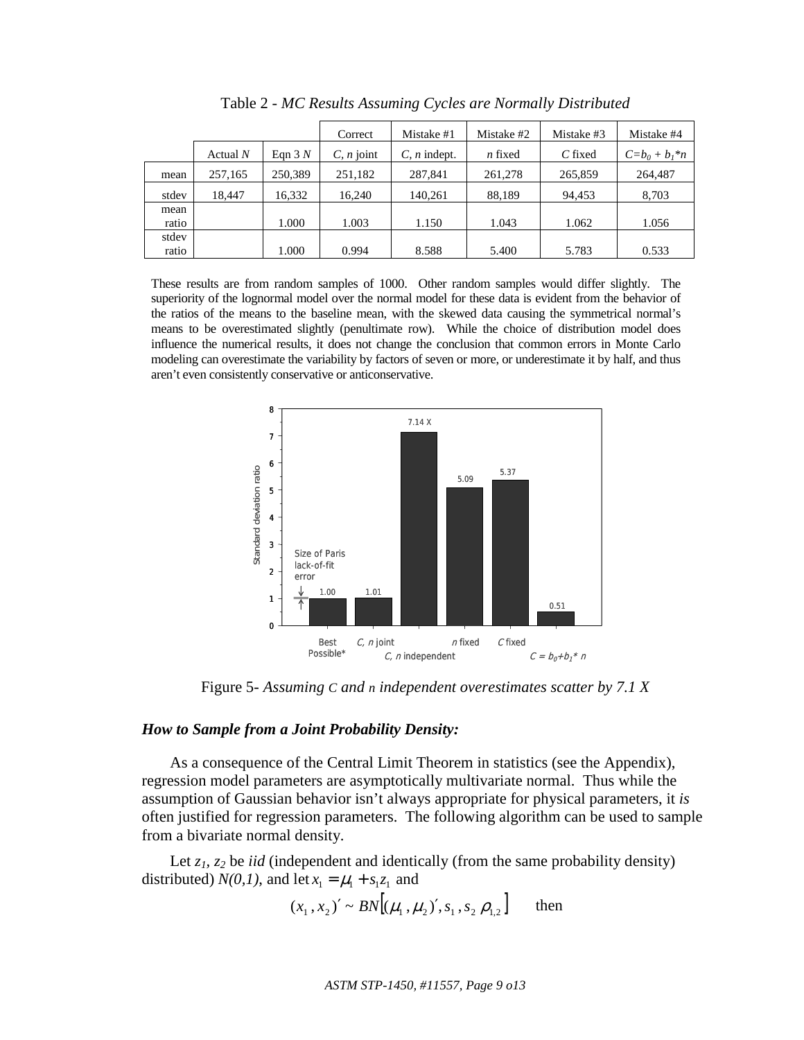Table 2 - *MC Results Assuming Cycles are Normally Distributed*

| | | | Correct | Mistake #1 | Mistake #2 | Mistake #3 | Mistake #4 |
|---|---|---|---|---|---|---|---|
| | Actual $N$ | Eqn 3 $N$ | $C$, $n$ joint | $C$, $n$ indept. | $n$ fixed | $C$ fixed | $C=b_0 + b_1*n$ |
| mean | 257,165 | 250,389 | 251,182 | 287,841 | 261,278 | 265,859 | 264,487 |
| stdev | 18,447 | 16,332 | 16,240 | 140,261 | 88,189 | 94,453 | 8,703 |
| mean ratio | | 1.000 | 1.003 | 1.150 | 1.043 | 1.062 | 1.056 |
| stdev ratio | | 1.000 | 0.994 | 8.588 | 5.400 | 5.783 | 0.533 |

These results are from random samples of 1000. Other random samples would differ slightly. The superiority of the lognormal model over the normal model for these data is evident from the behavior of the ratios of the means to the baseline mean, with the skewed data causing the symmetrical normal's means to be overestimated slightly (penultimate row). While the choice of distribution model does influence the numerical results, it does not change the conclusion that common errors in Monte Carlo modeling can overestimate the variability by factors of seven or more, or underestimate it by half, and thus aren't even consistently conservative or anticonservative.

Figure 5- *Assuming C and n independent overestimates scatter by 7.1 X*

### *How to Sample from a Joint Probability Density:*

As a consequence of the Central Limit Theorem in statistics (see the Appendix), regression model parameters are asymptotically multivariate normal. Thus while the assumption of Gaussian behavior isn't always appropriate for physical parameters, it *is* often justified for regression parameters. The following algorithm can be used to sample from a bivariate normal density.

Let $z_1$, $z_2$ be *iid* (independent and identically (from the same probability density) distributed) $N(0,1)$, and let $x_1 = \mu_1 + s_1 z_1$ and

$$(x_1, x_2)' \sim BN\left[(\mu_1, \mu_2)', s_1, s_2\ \rho_{1,2}\right] \qquad \text{then}$$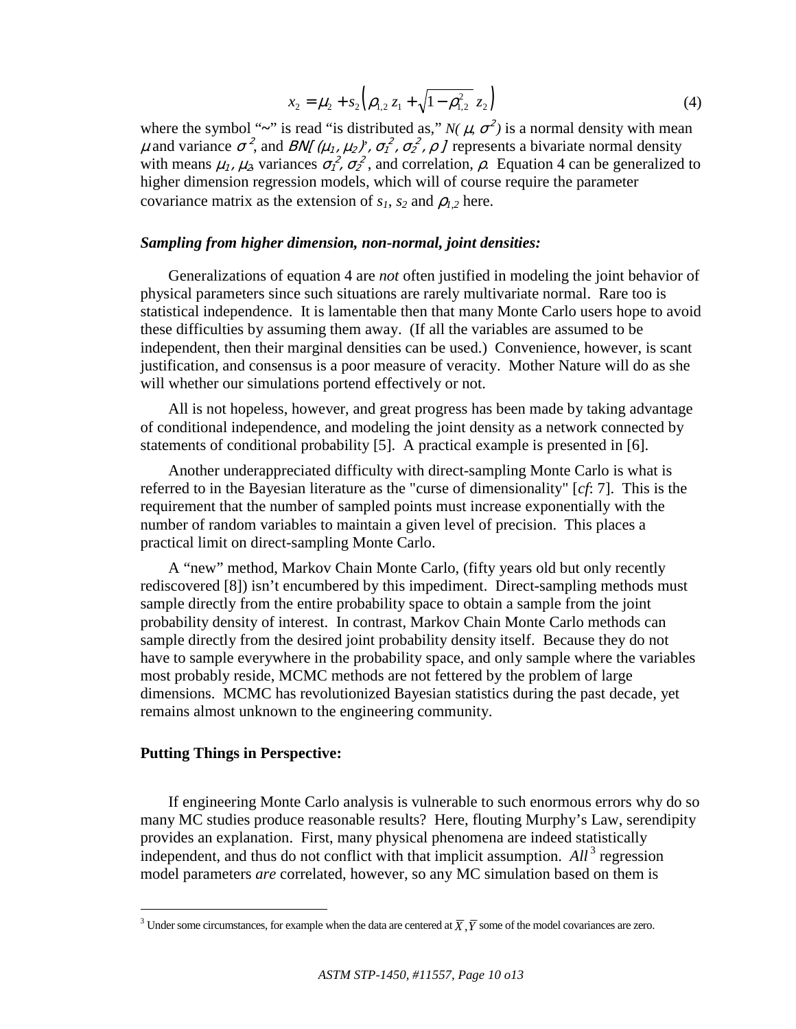$$x_2 = \mu_2 + s_2\left(\rho_{1,2}\, z_1 + \sqrt{1-\rho_{1,2}^2}\; z_2\right) \tag{4}$$

where the symbol "~" is read "is distributed as," $N(\mu, \sigma^2)$ is a normal density with mean $\mu$ and variance $\sigma^2$, and $BN[(\mu_1, \mu_2)', \sigma_1^2, \sigma_2^2, \rho]$ represents a bivariate normal density with means $\mu_1, \mu_2$, variances $\sigma_1^2, \sigma_2^2$, and correlation, $\rho$. Equation 4 can be generalized to higher dimension regression models, which will of course require the parameter covariance matrix as the extension of $s_1$, $s_2$ and $\rho_{1,2}$ here.

### *Sampling from higher dimension, non-normal, joint densities:*

Generalizations of equation 4 are *not* often justified in modeling the joint behavior of physical parameters since such situations are rarely multivariate normal. Rare too is statistical independence. It is lamentable then that many Monte Carlo users hope to avoid these difficulties by assuming them away. (If all the variables are assumed to be independent, then their marginal densities can be used.) Convenience, however, is scant justification, and consensus is a poor measure of veracity. Mother Nature will do as she will whether our simulations portend effectively or not.

All is not hopeless, however, and great progress has been made by taking advantage of conditional independence, and modeling the joint density as a network connected by statements of conditional probability [5]. A practical example is presented in [6].

Another underappreciated difficulty with direct-sampling Monte Carlo is what is referred to in the Bayesian literature as the "curse of dimensionality" [*cf*: 7]. This is the requirement that the number of sampled points must increase exponentially with the number of random variables to maintain a given level of precision. This places a practical limit on direct-sampling Monte Carlo.

A "new" method, Markov Chain Monte Carlo, (fifty years old but only recently rediscovered [8]) isn't encumbered by this impediment. Direct-sampling methods must sample directly from the entire probability space to obtain a sample from the joint probability density of interest. In contrast, Markov Chain Monte Carlo methods can sample directly from the desired joint probability density itself. Because they do not have to sample everywhere in the probability space, and only sample where the variables most probably reside, MCMC methods are not fettered by the problem of large dimensions. MCMC has revolutionized Bayesian statistics during the past decade, yet remains almost unknown to the engineering community.

### **Putting Things in Perspective:**

If engineering Monte Carlo analysis is vulnerable to such enormous errors why do so many MC studies produce reasonable results? Here, flouting Murphy's Law, serendipity provides an explanation. First, many physical phenomena are indeed statistically independent, and thus do not conflict with that implicit assumption. *All* [3] regression model parameters *are* correlated, however, so any MC simulation based on them is

---

[3] Under some circumstances, for example when the data are centered at $\overline{X}, \overline{Y}$ some of the model covariances are zero.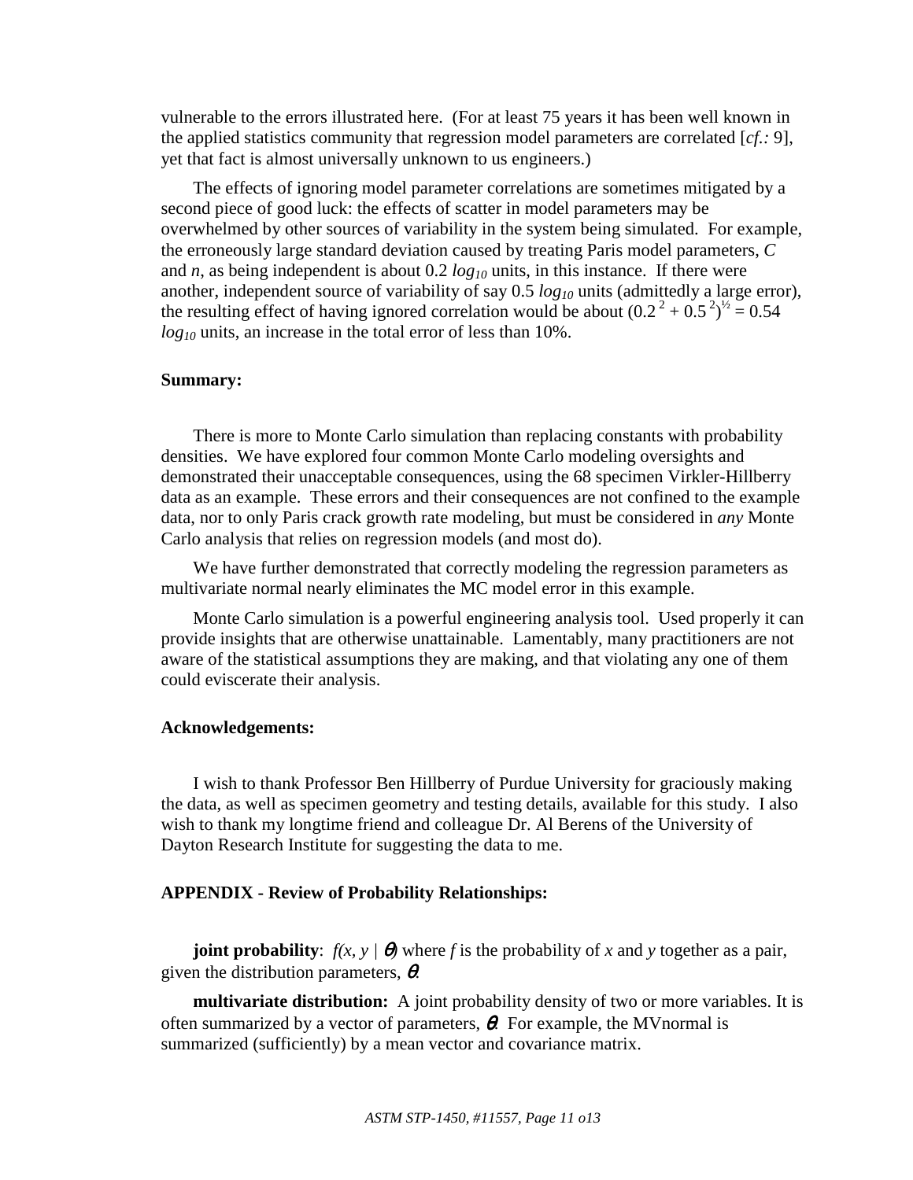vulnerable to the errors illustrated here. (For at least 75 years it has been well known in the applied statistics community that regression model parameters are correlated [*cf.:* 9], yet that fact is almost universally unknown to us engineers.)

The effects of ignoring model parameter correlations are sometimes mitigated by a second piece of good luck: the effects of scatter in model parameters may be overwhelmed by other sources of variability in the system being simulated. For example, the erroneously large standard deviation caused by treating Paris model parameters, *C* and *n*, as being independent is about 0.2 $log_{10}$ units, in this instance. If there were another, independent source of variability of say 0.5 $log_{10}$ units (admittedly a large error), the resulting effect of having ignored correlation would be about $(0.2^2 + 0.5^2)^{½} = 0.54$ $log_{10}$ units, an increase in the total error of less than 10%.

**Summary:**

There is more to Monte Carlo simulation than replacing constants with probability densities. We have explored four common Monte Carlo modeling oversights and demonstrated their unacceptable consequences, using the 68 specimen Virkler-Hillberry data as an example. These errors and their consequences are not confined to the example data, nor to only Paris crack growth rate modeling, but must be considered in *any* Monte Carlo analysis that relies on regression models (and most do).

We have further demonstrated that correctly modeling the regression parameters as multivariate normal nearly eliminates the MC model error in this example.

Monte Carlo simulation is a powerful engineering analysis tool. Used properly it can provide insights that are otherwise unattainable. Lamentably, many practitioners are not aware of the statistical assumptions they are making, and that violating any one of them could eviscerate their analysis.

**Acknowledgements:**

I wish to thank Professor Ben Hillberry of Purdue University for graciously making the data, as well as specimen geometry and testing details, available for this study. I also wish to thank my longtime friend and colleague Dr. Al Berens of the University of Dayton Research Institute for suggesting the data to me.

**APPENDIX - Review of Probability Relationships:**

**joint probability**: $f(x, y \mid \theta)$ where *f* is the probability of *x* and *y* together as a pair, given the distribution parameters, $\theta$.

**multivariate distribution:** A joint probability density of two or more variables. It is often summarized by a vector of parameters, $\boldsymbol{\theta}$. For example, the MVnormal is summarized (sufficiently) by a mean vector and covariance matrix.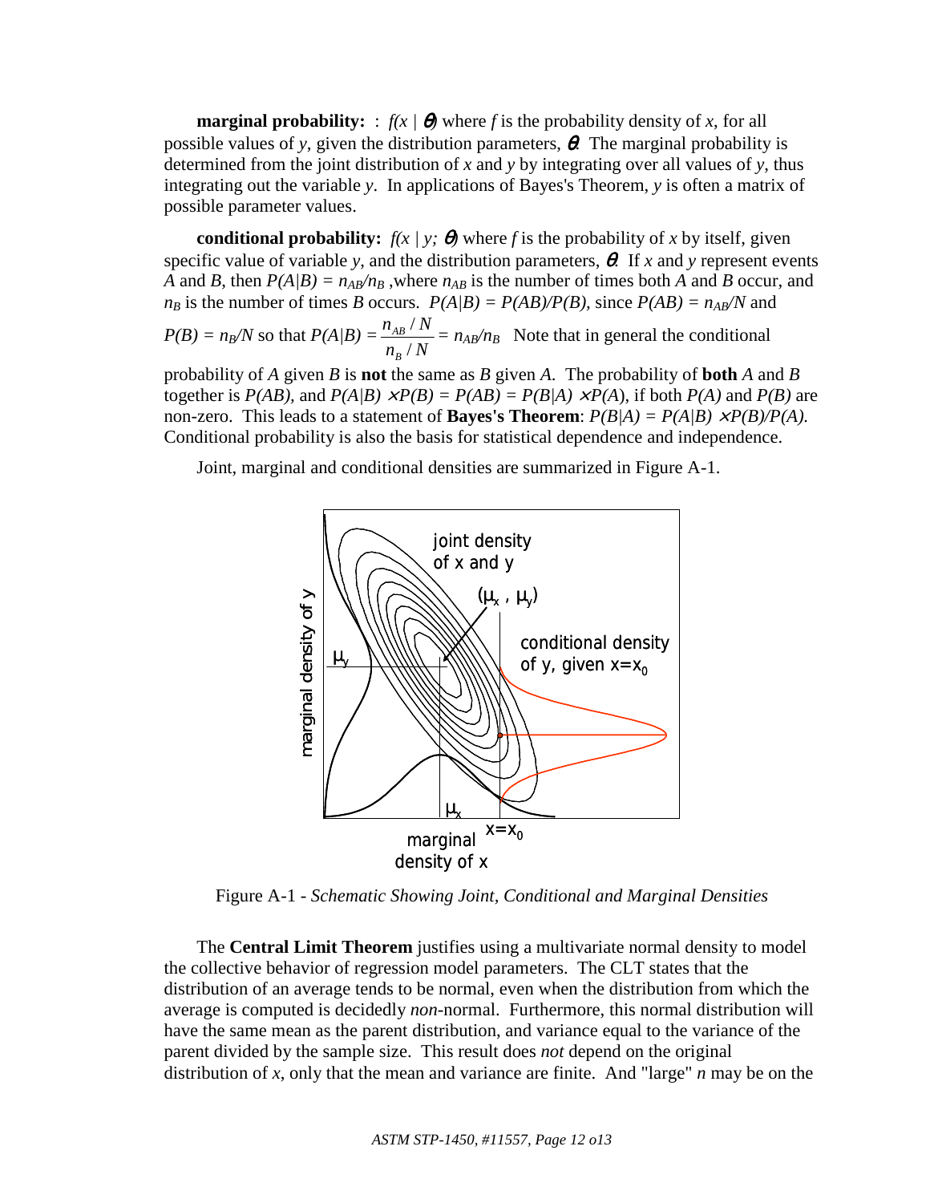**marginal probability:** : $f(x \mid \theta)$ where $f$ is the probability density of $x$, for all possible values of $y$, given the distribution parameters, $\theta$. The marginal probability is determined from the joint distribution of $x$ and $y$ by integrating over all values of $y$, thus integrating out the variable $y$. In applications of Bayes's Theorem, $y$ is often a matrix of possible parameter values.

**conditional probability:** $f(x \mid y; \theta)$ where $f$ is the probability of $x$ by itself, given specific value of variable $y$, and the distribution parameters, $\theta$. If $x$ and $y$ represent events $A$ and $B$, then $P(A|B) = n_{AB}/n_B$ ,where $n_{AB}$ is the number of times both $A$ and $B$ occur, and $n_B$ is the number of times $B$ occurs. $P(A|B) = P(AB)/P(B)$, since $P(AB) = n_{AB}/N$ and $P(B) = n_B/N$ so that $P(A|B) = \dfrac{n_{AB}/N}{n_B/N} = n_{AB}/n_B$ Note that in general the conditional probability of $A$ given $B$ is **not** the same as $B$ given $A$. The probability of **both** $A$ and $B$ together is $P(AB)$, and $P(A|B) \times P(B) = P(AB) = P(B|A) \times P(A)$, if both $P(A)$ and $P(B)$ are non-zero. This leads to a statement of **Bayes's Theorem**: $P(B|A) = P(A|B) \times P(B)/P(A)$. Conditional probability is also the basis for statistical dependence and independence.

Joint, marginal and conditional densities are summarized in Figure A-1.

Figure A-1 - *Schematic Showing Joint, Conditional and Marginal Densities*

The **Central Limit Theorem** justifies using a multivariate normal density to model the collective behavior of regression model parameters. The CLT states that the distribution of an average tends to be normal, even when the distribution from which the average is computed is decidedly *non*-normal. Furthermore, this normal distribution will have the same mean as the parent distribution, and variance equal to the variance of the parent divided by the sample size. This result does *not* depend on the original distribution of $x$, only that the mean and variance are finite. And "large" $n$ may be on the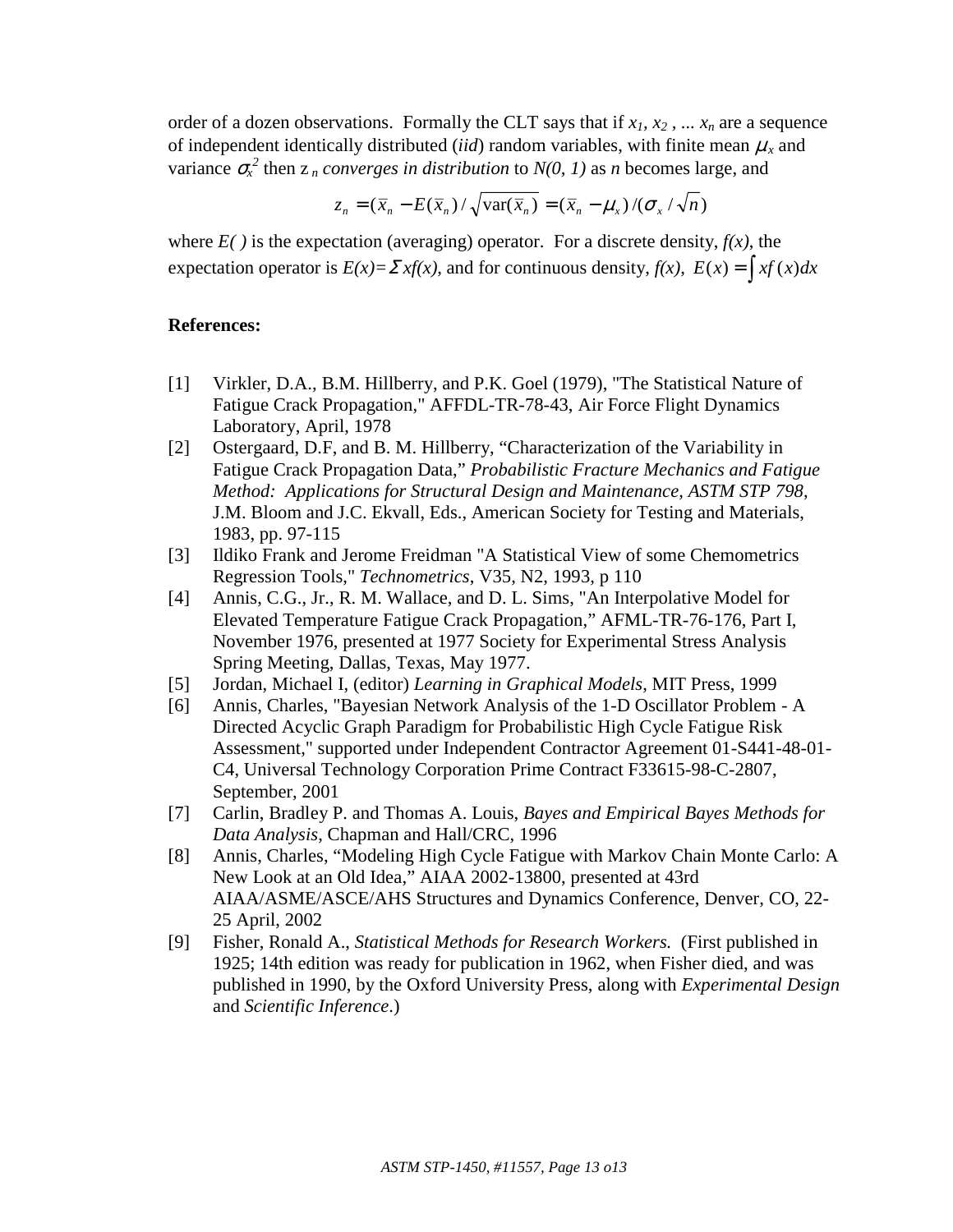order of a dozen observations. Formally the CLT says that if $x_1, x_2, \ldots x_n$ are a sequence of independent identically distributed (*iid*) random variables, with finite mean $\mu_x$ and variance $\sigma_x^2$ then $z_n$ *converges in distribution* to $N(0, 1)$ as $n$ becomes large, and

$$z_n = (\bar{x}_n - E(\bar{x}_n)/\sqrt{\mathrm{var}(\bar{x}_n)} = (\bar{x}_n - \mu_x)/(\sigma_x/\sqrt{n})$$

where $E(\,)$ is the expectation (averaging) operator. For a discrete density, $f(x)$, the expectation operator is $E(x)=\Sigma xf(x)$, and for continuous density, $f(x)$, $E(x) = \int xf(x)dx$

**References:**

[1] Virkler, D.A., B.M. Hillberry, and P.K. Goel (1979), "The Statistical Nature of Fatigue Crack Propagation," AFFDL-TR-78-43, Air Force Flight Dynamics Laboratory, April, 1978

[2] Ostergaard, D.F, and B. M. Hillberry, "Characterization of the Variability in Fatigue Crack Propagation Data," *Probabilistic Fracture Mechanics and Fatigue Method: Applications for Structural Design and Maintenance, ASTM STP 798*, J.M. Bloom and J.C. Ekvall, Eds., American Society for Testing and Materials, 1983, pp. 97-115

[3] Ildiko Frank and Jerome Freidman "A Statistical View of some Chemometrics Regression Tools," *Technometrics*, V35, N2, 1993, p 110

[4] Annis, C.G., Jr., R. M. Wallace, and D. L. Sims, "An Interpolative Model for Elevated Temperature Fatigue Crack Propagation," AFML-TR-76-176, Part I, November 1976, presented at 1977 Society for Experimental Stress Analysis Spring Meeting, Dallas, Texas, May 1977.

[5] Jordan, Michael I, (editor) *Learning in Graphical Models*, MIT Press, 1999

[6] Annis, Charles, "Bayesian Network Analysis of the 1-D Oscillator Problem - A Directed Acyclic Graph Paradigm for Probabilistic High Cycle Fatigue Risk Assessment," supported under Independent Contractor Agreement 01-S441-48-01-C4, Universal Technology Corporation Prime Contract F33615-98-C-2807, September, 2001

[7] Carlin, Bradley P. and Thomas A. Louis, *Bayes and Empirical Bayes Methods for Data Analysis*, Chapman and Hall/CRC, 1996

[8] Annis, Charles, "Modeling High Cycle Fatigue with Markov Chain Monte Carlo: A New Look at an Old Idea," AIAA 2002-13800, presented at 43rd AIAA/ASME/ASCE/AHS Structures and Dynamics Conference, Denver, CO, 22-25 April, 2002

[9] Fisher, Ronald A., *Statistical Methods for Research Workers.* (First published in 1925; 14th edition was ready for publication in 1962, when Fisher died, and was published in 1990, by the Oxford University Press, along with *Experimental Design* and *Scientific Inference*.)